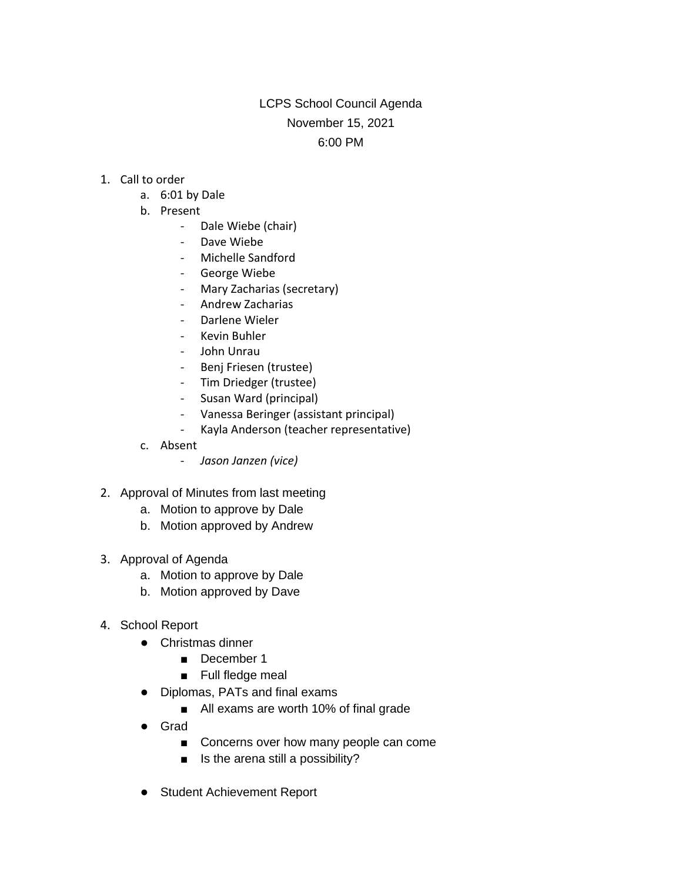# LCPS School Council Agenda

November 15, 2021

6:00 PM

1. Call to order
    a. 6:01 by Dale
    b. Present
        - Dale Wiebe (chair)
        - Dave Wiebe
        - Michelle Sandford
        - George Wiebe
        - Mary Zacharias (secretary)
        - Andrew Zacharias
        - Darlene Wieler
        - Kevin Buhler
        - John Unrau
        - Benj Friesen (trustee)
        - Tim Driedger (trustee)
        - Susan Ward (principal)
        - Vanessa Beringer (assistant principal)
        - Kayla Anderson (teacher representative)
    c. Absent
        - *Jason Janzen (vice)*

2. Approval of Minutes from last meeting
    a. Motion to approve by Dale
    b. Motion approved by Andrew

3. Approval of Agenda
    a. Motion to approve by Dale
    b. Motion approved by Dave

4. School Report
    - Christmas dinner
        - December 1
        - Full fledge meal
    - Diplomas, PATs and final exams
        - All exams are worth 10% of final grade
    - Grad
        - Concerns over how many people can come
        - Is the arena still a possibility?
    - Student Achievement Report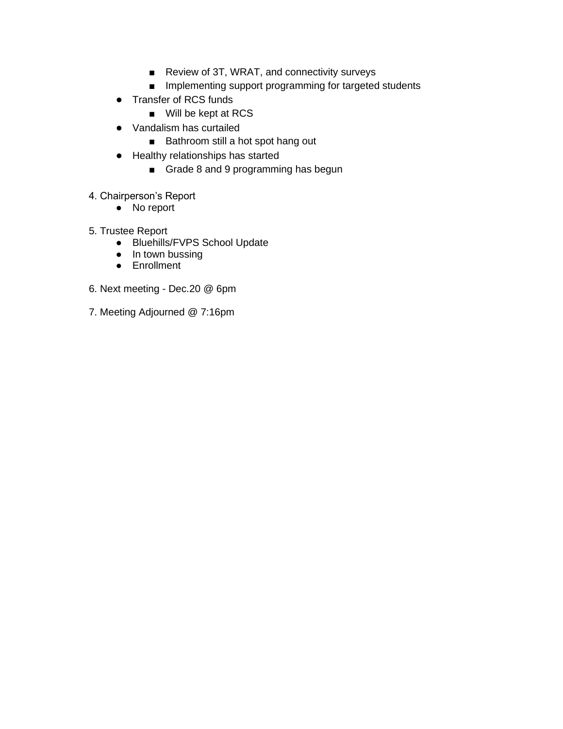- Review of 3T, WRAT, and connectivity surveys
        - Implementing support programming for targeted students
    - Transfer of RCS funds
        - Will be kept at RCS
    - Vandalism has curtailed
        - Bathroom still a hot spot hang out
    - Healthy relationships has started
        - Grade 8 and 9 programming has begun

4. Chairperson's Report
    - No report

5. Trustee Report
    - Bluehills/FVPS School Update
    - In town bussing
    - Enrollment

6. Next meeting - Dec.20 @ 6pm

7. Meeting Adjourned @ 7:16pm